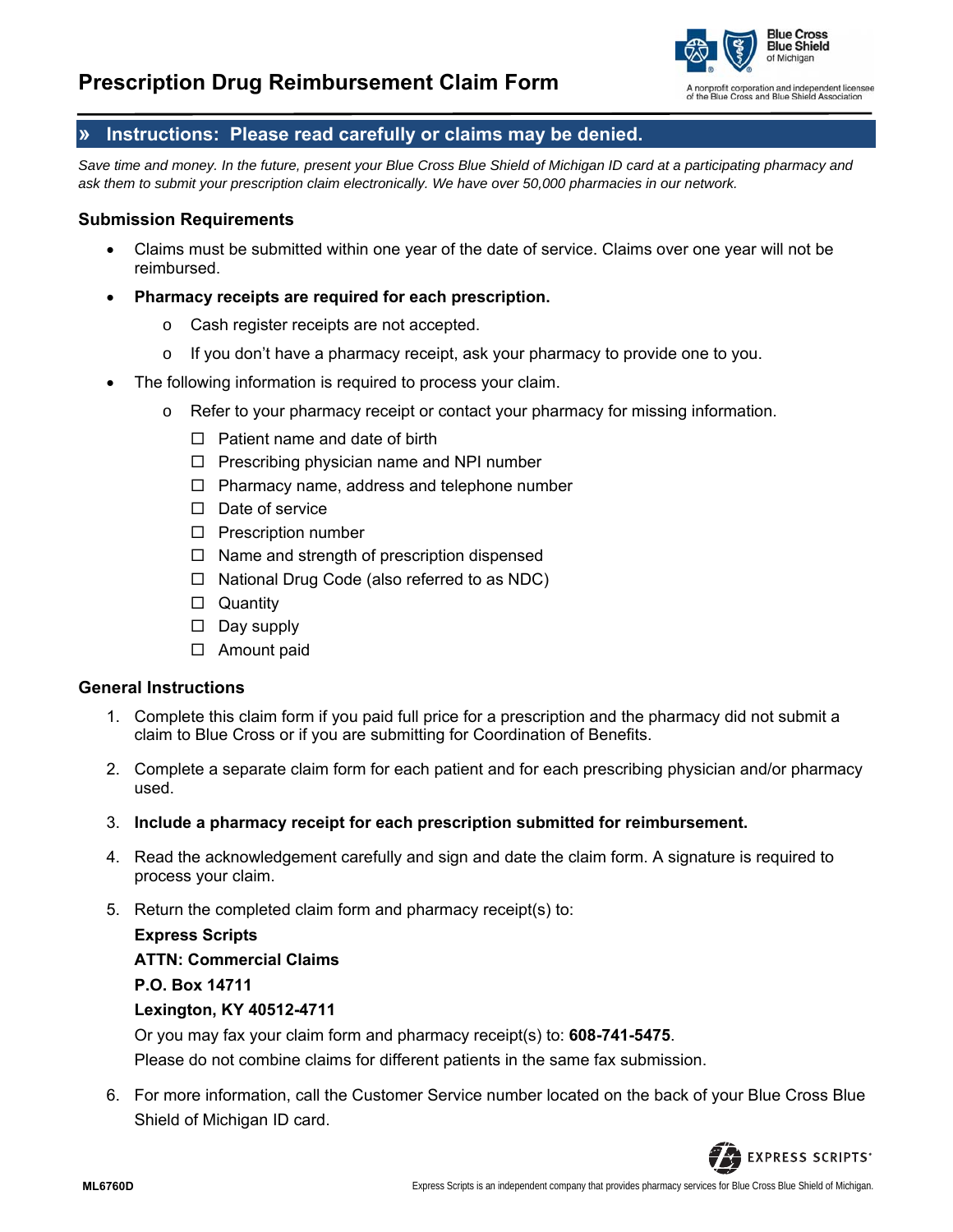# Prescription Drug Reimbursement Claim Form

Blue Cross Blue Shield of Michigan

A nonprofit corporation and independent licensee of the Blue Cross and Blue Shield Association

## » Instructions: Please read carefully or claims may be denied.

*Save time and money. In the future, present your Blue Cross Blue Shield of Michigan ID card at a participating pharmacy and ask them to submit your prescription claim electronically. We have over 50,000 pharmacies in our network.*

### Submission Requirements

- Claims must be submitted within one year of the date of service. Claims over one year will not be reimbursed.
- **Pharmacy receipts are required for each prescription.**
  - Cash register receipts are not accepted.
  - If you don't have a pharmacy receipt, ask your pharmacy to provide one to you.
- The following information is required to process your claim.
  - Refer to your pharmacy receipt or contact your pharmacy for missing information.
    - ☐ Patient name and date of birth
    - ☐ Prescribing physician name and NPI number
    - ☐ Pharmacy name, address and telephone number
    - ☐ Date of service
    - ☐ Prescription number
    - ☐ Name and strength of prescription dispensed
    - ☐ National Drug Code (also referred to as NDC)
    - ☐ Quantity
    - ☐ Day supply
    - ☐ Amount paid

### General Instructions

1. Complete this claim form if you paid full price for a prescription and the pharmacy did not submit a claim to Blue Cross or if you are submitting for Coordination of Benefits.
2. Complete a separate claim form for each patient and for each prescribing physician and/or pharmacy used.
3. **Include a pharmacy receipt for each prescription submitted for reimbursement.**
4. Read the acknowledgement carefully and sign and date the claim form. A signature is required to process your claim.
5. Return the completed claim form and pharmacy receipt(s) to:

   **Express Scripts**
   **ATTN: Commercial Claims**
   **P.O. Box 14711**
   **Lexington, KY 40512-4711**

   Or you may fax your claim form and pharmacy receipt(s) to: **608-741-5475**.

   Please do not combine claims for different patients in the same fax submission.
6. For more information, call the Customer Service number located on the back of your Blue Cross Blue Shield of Michigan ID card.

EXPRESS SCRIPTS®

ML6760D

Express Scripts is an independent company that provides pharmacy services for Blue Cross Blue Shield of Michigan.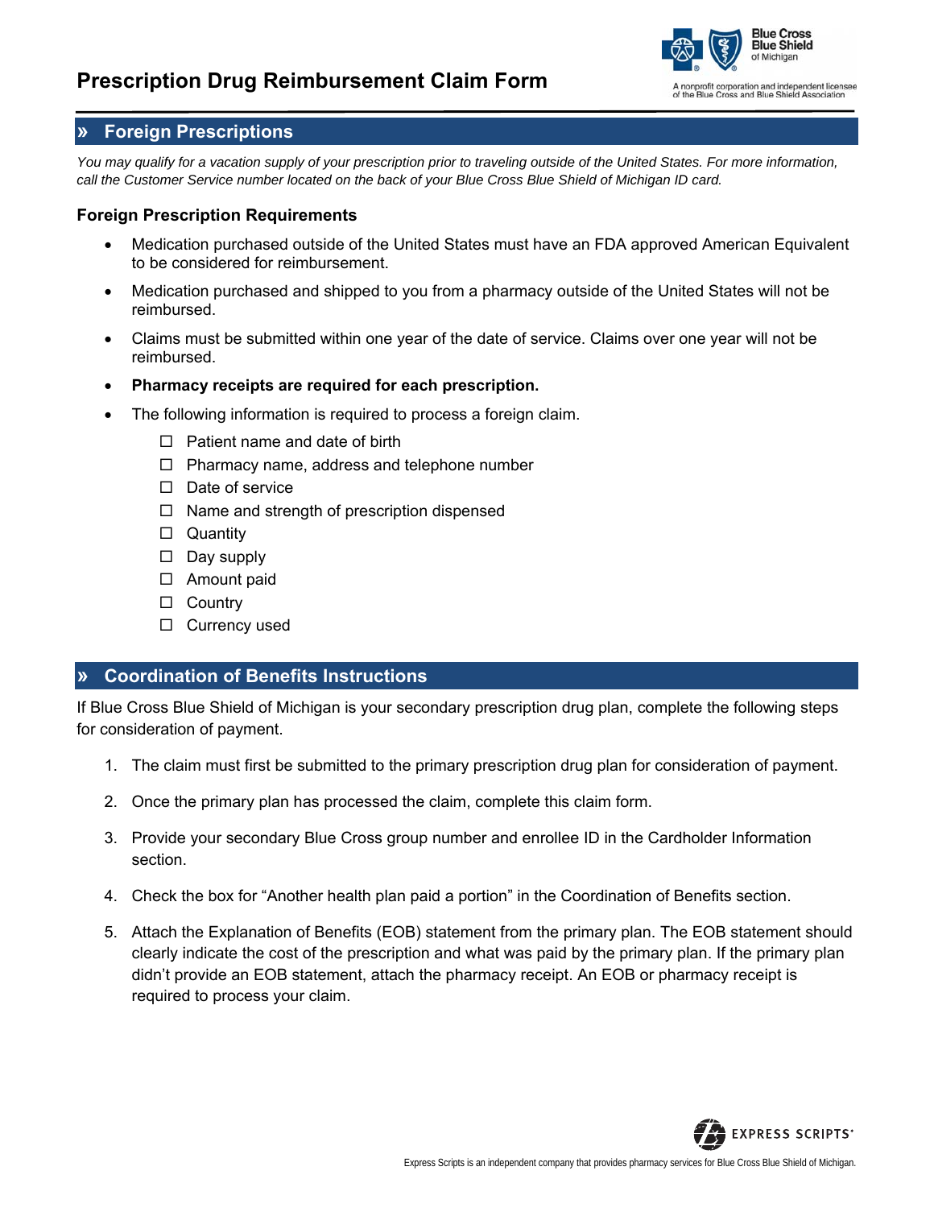# Prescription Drug Reimbursement Claim Form

Blue Cross Blue Shield of Michigan

A nonprofit corporation and independent licensee of the Blue Cross and Blue Shield Association

## » Foreign Prescriptions

*You may qualify for a vacation supply of your prescription prior to traveling outside of the United States. For more information, call the Customer Service number located on the back of your Blue Cross Blue Shield of Michigan ID card.*

### Foreign Prescription Requirements

- Medication purchased outside of the United States must have an FDA approved American Equivalent to be considered for reimbursement.
- Medication purchased and shipped to you from a pharmacy outside of the United States will not be reimbursed.
- Claims must be submitted within one year of the date of service. Claims over one year will not be reimbursed.
- **Pharmacy receipts are required for each prescription.**
- The following information is required to process a foreign claim.
  - ☐ Patient name and date of birth
  - ☐ Pharmacy name, address and telephone number
  - ☐ Date of service
  - ☐ Name and strength of prescription dispensed
  - ☐ Quantity
  - ☐ Day supply
  - ☐ Amount paid
  - ☐ Country
  - ☐ Currency used

## » Coordination of Benefits Instructions

If Blue Cross Blue Shield of Michigan is your secondary prescription drug plan, complete the following steps for consideration of payment.

1. The claim must first be submitted to the primary prescription drug plan for consideration of payment.
2. Once the primary plan has processed the claim, complete this claim form.
3. Provide your secondary Blue Cross group number and enrollee ID in the Cardholder Information section.
4. Check the box for "Another health plan paid a portion" in the Coordination of Benefits section.
5. Attach the Explanation of Benefits (EOB) statement from the primary plan. The EOB statement should clearly indicate the cost of the prescription and what was paid by the primary plan. If the primary plan didn't provide an EOB statement, attach the pharmacy receipt. An EOB or pharmacy receipt is required to process your claim.

EXPRESS SCRIPTS®

Express Scripts is an independent company that provides pharmacy services for Blue Cross Blue Shield of Michigan.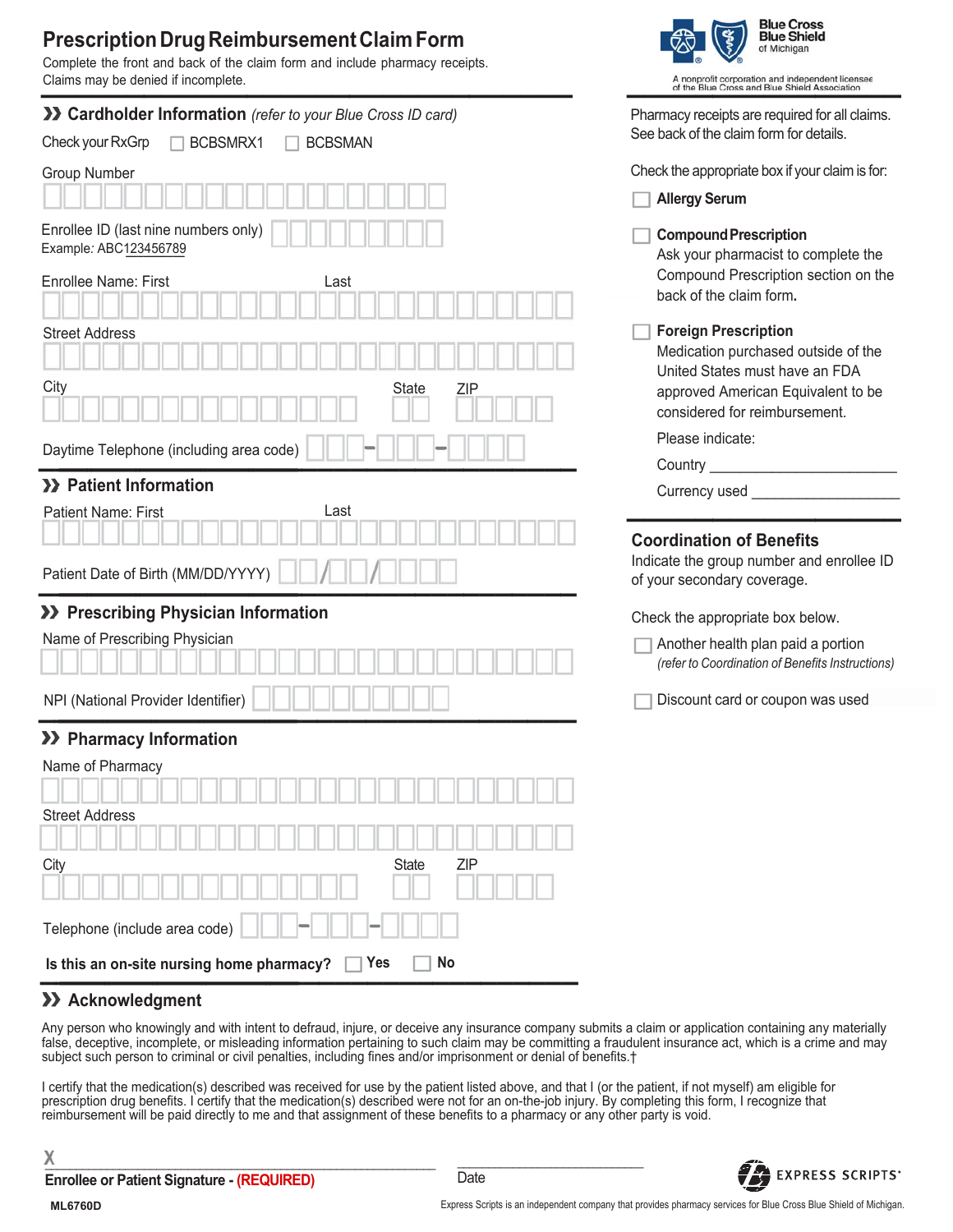# Prescription Drug Reimbursement Claim Form

Complete the front and back of the claim form and include pharmacy receipts. Claims may be denied if incomplete.

Blue Cross Blue Shield of Michigan

A nonprofit corporation and independent licensee of the Blue Cross and Blue Shield Association

## Cardholder Information *(refer to your Blue Cross ID card)*

Check your RxGrp ☐ BCBSMRX1 ☐ BCBSMAN

Group Number

Enrollee ID (last nine numbers only)
Example: ABC123456789

Enrollee Name: First Last

Street Address

City State ZIP

Daytime Telephone (including area code)

## Patient Information

Patient Name: First Last

Patient Date of Birth (MM/DD/YYYY)

## Prescribing Physician Information

Name of Prescribing Physician

NPI (National Provider Identifier)

## Pharmacy Information

Name of Pharmacy

Street Address

City State ZIP

Telephone (include area code)

**Is this an on-site nursing home pharmacy?** ☐ **Yes** ☐ **No**

Pharmacy receipts are required for all claims. See back of the claim form for details.

Check the appropriate box if your claim is for:

☐ **Allergy Serum**

☐ **Compound Prescription**
Ask your pharmacist to complete the Compound Prescription section on the back of the claim form.

☐ **Foreign Prescription**
Medication purchased outside of the United States must have an FDA approved American Equivalent to be considered for reimbursement.

Please indicate:

Country ________________________

Currency used ___________________

## Coordination of Benefits

Indicate the group number and enrollee ID of your secondary coverage.

Check the appropriate box below.

☐ Another health plan paid a portion
*(refer to Coordination of Benefits Instructions)*

☐ Discount card or coupon was used

## Acknowledgment

Any person who knowingly and with intent to defraud, injure, or deceive any insurance company submits a claim or application containing any materially false, deceptive, incomplete, or misleading information pertaining to such claim may be committing a fraudulent insurance act, which is a crime and may subject such person to criminal or civil penalties, including fines and/or imprisonment or denial of benefits.†

I certify that the medication(s) described was received for use by the patient listed above, and that I (or the patient, if not myself) am eligible for prescription drug benefits. I certify that the medication(s) described were not for an on-the-job injury. By completing this form, I recognize that reimbursement will be paid directly to me and that assignment of these benefits to a pharmacy or any other party is void.

X _______________________________________________ ________________________

**Enrollee or Patient Signature - (REQUIRED)** Date

EXPRESS SCRIPTS®

ML6760D

Express Scripts is an independent company that provides pharmacy services for Blue Cross Blue Shield of Michigan.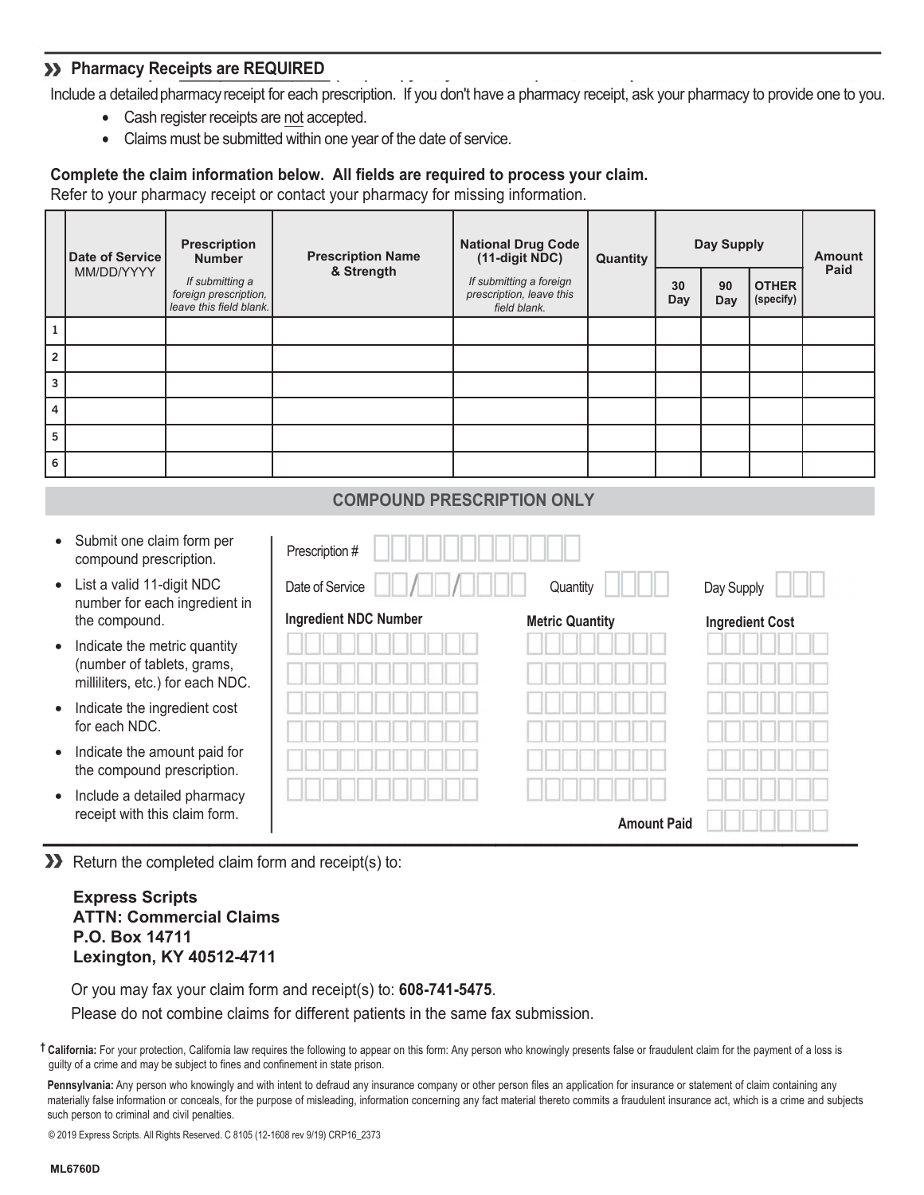## » Pharmacy Receipts are REQUIRED

Include a detailed pharmacy receipt for each prescription. If you don't have a pharmacy receipt, ask your pharmacy to provide one to you.

- Cash register receipts are not accepted.
- Claims must be submitted within one year of the date of service.

**Complete the claim information below. All fields are required to process your claim.**

Refer to your pharmacy receipt or contact your pharmacy for missing information.

| | Date of Service MM/DD/YYYY | Prescription Number *If submitting a foreign prescription, leave this field blank.* | Prescription Name & Strength | National Drug Code (11-digit NDC) *If submitting a foreign prescription, leave this field blank.* | Quantity | Day Supply | | | Amount Paid |
|---|---|---|---|---|---|---|---|---|---|
| | | | | | | 30 Day | 90 Day | OTHER (specify) | |
| 1 | | | | | | | | | |
| 2 | | | | | | | | | |
| 3 | | | | | | | | | |
| 4 | | | | | | | | | |
| 5 | | | | | | | | | |
| 6 | | | | | | | | | |

### COMPOUND PRESCRIPTION ONLY

- Submit one claim form per compound prescription.
- List a valid 11-digit NDC number for each ingredient in the compound.
- Indicate the metric quantity (number of tablets, grams, milliliters, etc.) for each NDC.
- Indicate the ingredient cost for each NDC.
- Indicate the amount paid for the compound prescription.
- Include a detailed pharmacy receipt with this claim form.

Prescription # ____________

Date of Service __/__/____ Quantity ____ Day Supply ___

| Ingredient NDC Number | Metric Quantity | Ingredient Cost |
|---|---|---|
| | | |
| | | |
| | | |
| | | |
| | | |
| | | |

Amount Paid ____________

» Return the completed claim form and receipt(s) to:

**Express Scripts**
**ATTN: Commercial Claims**
**P.O. Box 14711**
**Lexington, KY 40512-4711**

Or you may fax your claim form and receipt(s) to: **608-741-5475**.

Please do not combine claims for different patients in the same fax submission.

† **California:** For your protection, California law requires the following to appear on this form: Any person who knowingly presents false or fraudulent claim for the payment of a loss is guilty of a crime and may be subject to fines and confinement in state prison.

**Pennsylvania:** Any person who knowingly and with intent to defraud any insurance company or other person files an application for insurance or statement of claim containing any materially false information or conceals, for the purpose of misleading, information concerning any fact material thereto commits a fraudulent insurance act, which is a crime and subjects such person to criminal and civil penalties.

© 2019 Express Scripts. All Rights Reserved. C 8105 (12-1608 rev 9/19) CRP16_2373

ML6760D